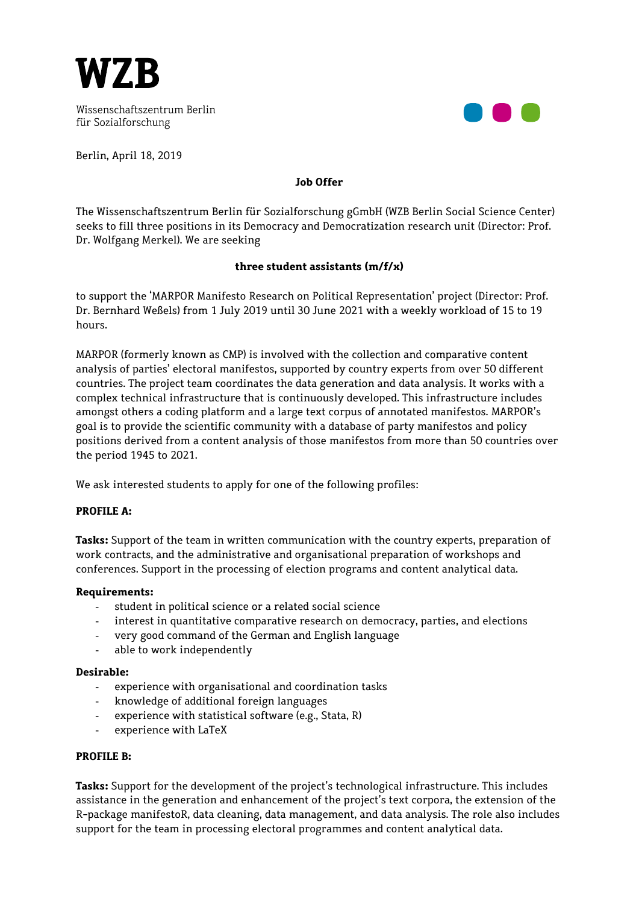# WZB

Wissenschaftszentrum Berlin
für Sozialforschung

Berlin, April 18, 2019

**Job Offer**

The Wissenschaftszentrum Berlin für Sozialforschung gGmbH (WZB Berlin Social Science Center) seeks to fill three positions in its Democracy and Democratization research unit (Director: Prof. Dr. Wolfgang Merkel). We are seeking

**three student assistants (m/f/x)**

to support the 'MARPOR Manifesto Research on Political Representation' project (Director: Prof. Dr. Bernhard Weßels) from 1 July 2019 until 30 June 2021 with a weekly workload of 15 to 19 hours.

MARPOR (formerly known as CMP) is involved with the collection and comparative content analysis of parties' electoral manifestos, supported by country experts from over 50 different countries. The project team coordinates the data generation and data analysis. It works with a complex technical infrastructure that is continuously developed. This infrastructure includes amongst others a coding platform and a large text corpus of annotated manifestos. MARPOR's goal is to provide the scientific community with a database of party manifestos and policy positions derived from a content analysis of those manifestos from more than 50 countries over the period 1945 to 2021.

We ask interested students to apply for one of the following profiles:

**PROFILE A:**

**Tasks:** Support of the team in written communication with the country experts, preparation of work contracts, and the administrative and organisational preparation of workshops and conferences. Support in the processing of election programs and content analytical data.

**Requirements:**

- student in political science or a related social science
- interest in quantitative comparative research on democracy, parties, and elections
- very good command of the German and English language
- able to work independently

**Desirable:**

- experience with organisational and coordination tasks
- knowledge of additional foreign languages
- experience with statistical software (e.g., Stata, R)
- experience with LaTeX

**PROFILE B:**

**Tasks:** Support for the development of the project's technological infrastructure. This includes assistance in the generation and enhancement of the project's text corpora, the extension of the R-package manifestoR, data cleaning, data management, and data analysis. The role also includes support for the team in processing electoral programmes and content analytical data.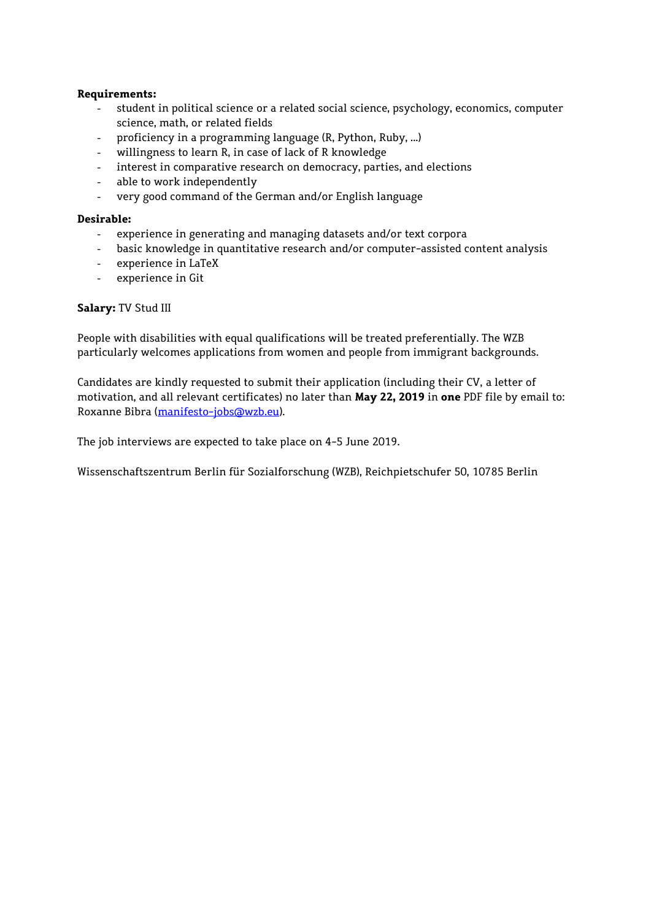**Requirements:**

- student in political science or a related social science, psychology, economics, computer science, math, or related fields
- proficiency in a programming language (R, Python, Ruby, ...)
- willingness to learn R, in case of lack of R knowledge
- interest in comparative research on democracy, parties, and elections
- able to work independently
- very good command of the German and/or English language

**Desirable:**

- experience in generating and managing datasets and/or text corpora
- basic knowledge in quantitative research and/or computer-assisted content analysis
- experience in LaTeX
- experience in Git

**Salary:** TV Stud III

People with disabilities with equal qualifications will be treated preferentially. The WZB particularly welcomes applications from women and people from immigrant backgrounds.

Candidates are kindly requested to submit their application (including their CV, a letter of motivation, and all relevant certificates) no later than **May 22, 2019** in **one** PDF file by email to: Roxanne Bibra (manifesto-jobs@wzb.eu).

The job interviews are expected to take place on 4-5 June 2019.

Wissenschaftszentrum Berlin für Sozialforschung (WZB), Reichpietschufer 50, 10785 Berlin